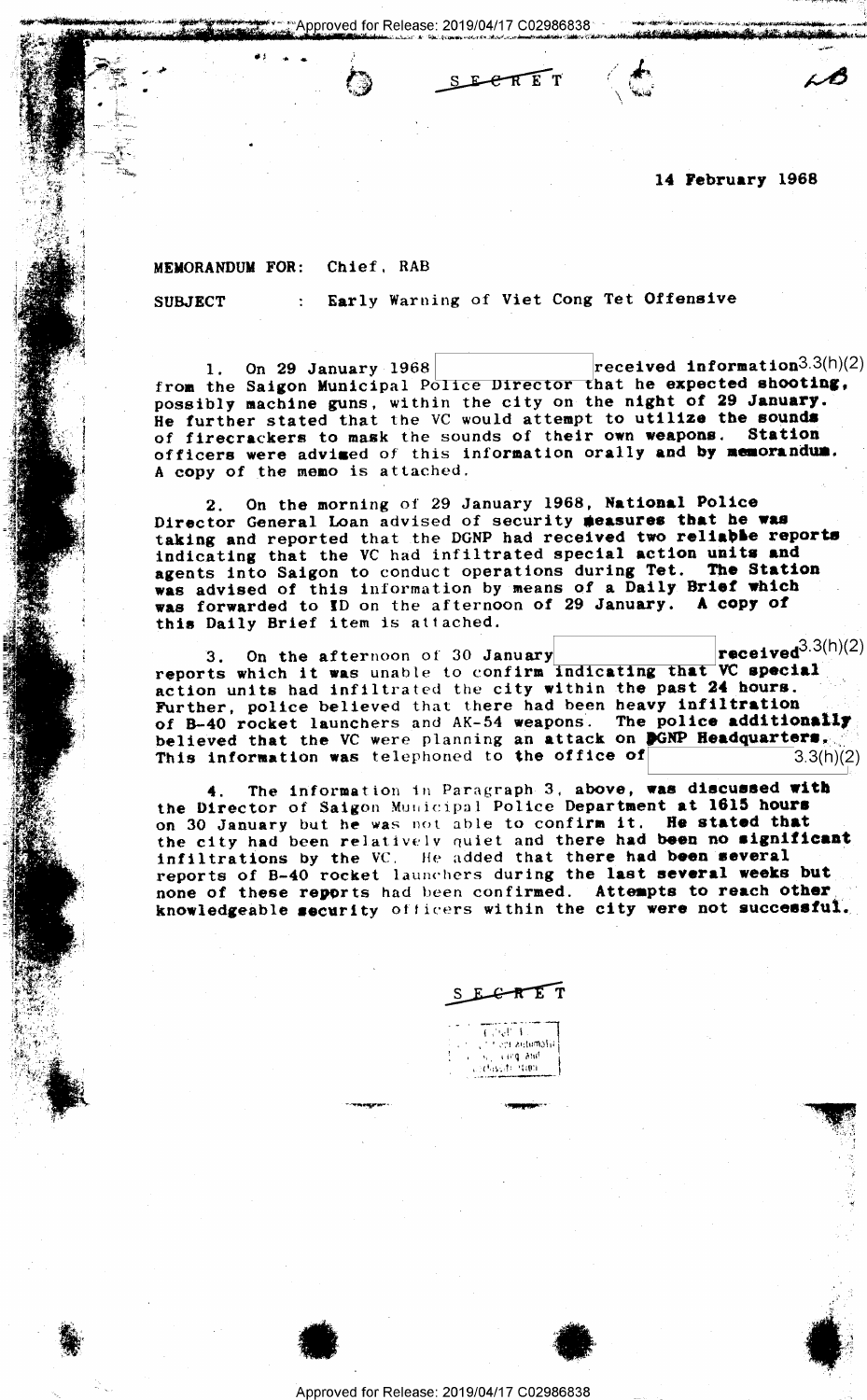SECRET

14 February 1968

MEMORANDUM FOR: Chief, RAB

SUBJECT : Early Warning of Viet Cong Tet Offensive

1. On 29 January 1968 [3.3(h)(2)] received information from the Saigon Municipal Police Director that he expected shooting, possibly machine guns, within the city on the night of 29 January. He further stated that the VC would attempt to utilize the sounds of firecrackers to mask the sounds of their own weapons. Station officers were advised of this information orally and by memorandum. A copy of the memo is attached.

2. On the morning of 29 January 1968, National Police Director General Loan advised of security measures that he was taking and reported that the DGNP had received two reliable reports indicating that the VC had infiltrated special action units and agents into Saigon to conduct operations during Tet. The Station was advised of this information by means of a Daily Brief which was forwarded to ID on the afternoon of 29 January. A copy of this Daily Brief item is attached.

3. On the afternoon of 30 January [3.3(h)(2)] received reports which it was unable to confirm indicating that VC special action units had infiltrated the city within the past 24 hours. Further, police believed that there had been heavy infiltration of B-40 rocket launchers and AK-54 weapons. The police additionally believed that the VC were planning an attack on DGNP Headquarters. This information was telephoned to the office of [3.3(h)(2)]

4. The information in Paragraph 3, above, was discussed with the Director of Saigon Municipal Police Department at 1615 hours on 30 January but he was not able to confirm it. He stated that the city had been relatively quiet and there had been no significant infiltrations by the VC. He added that there had been several reports of B-40 rocket launchers during the last several weeks but none of these reports had been confirmed. Attempts to reach other knowledgeable security officers within the city were not successful.

SECRET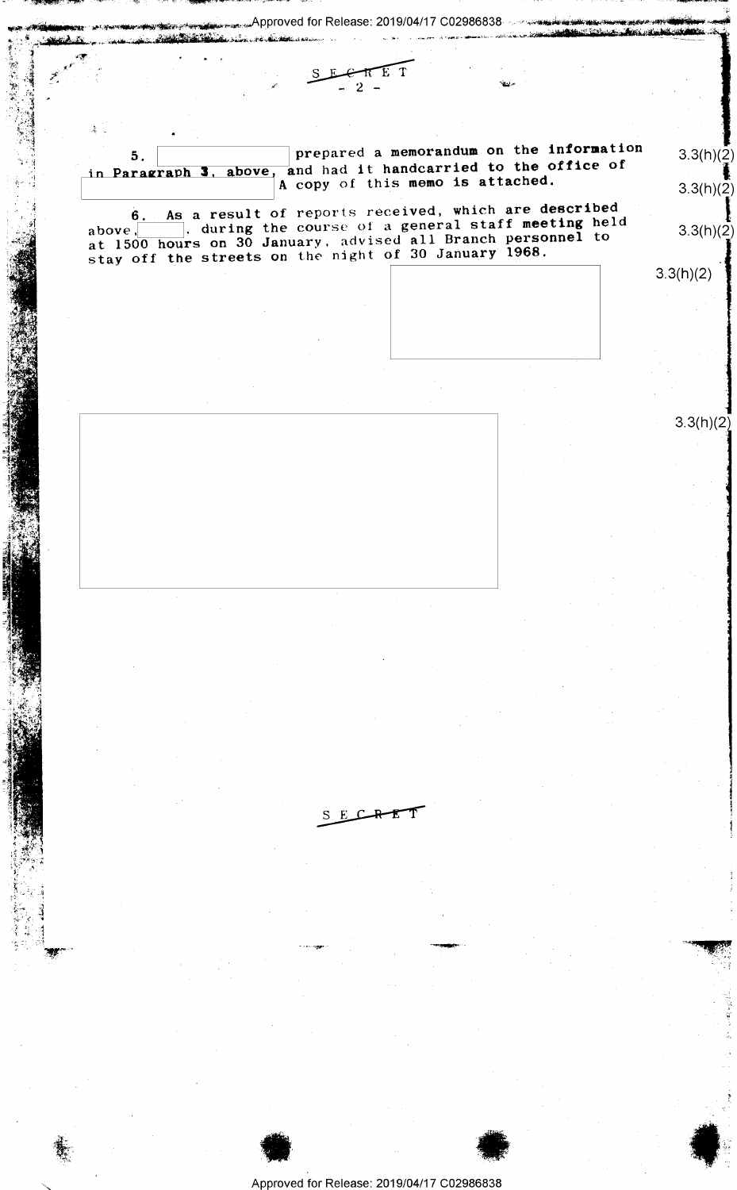SECRET

5. [redacted] prepared a memorandum on the information in Paragraph 3, above, and had it handcarried to the office of [redacted] A copy of this memo is attached.

3.3(h)(2)

3.3(h)(2)

6. As a result of reports received, which are described above, [redacted], during the course of a general staff meeting held at 1500 hours on 30 January, advised all Branch personnel to stay off the streets on the night of 30 January 1968.

3.3(h)(2)

3.3(h)(2)

3.3(h)(2)

SECRET